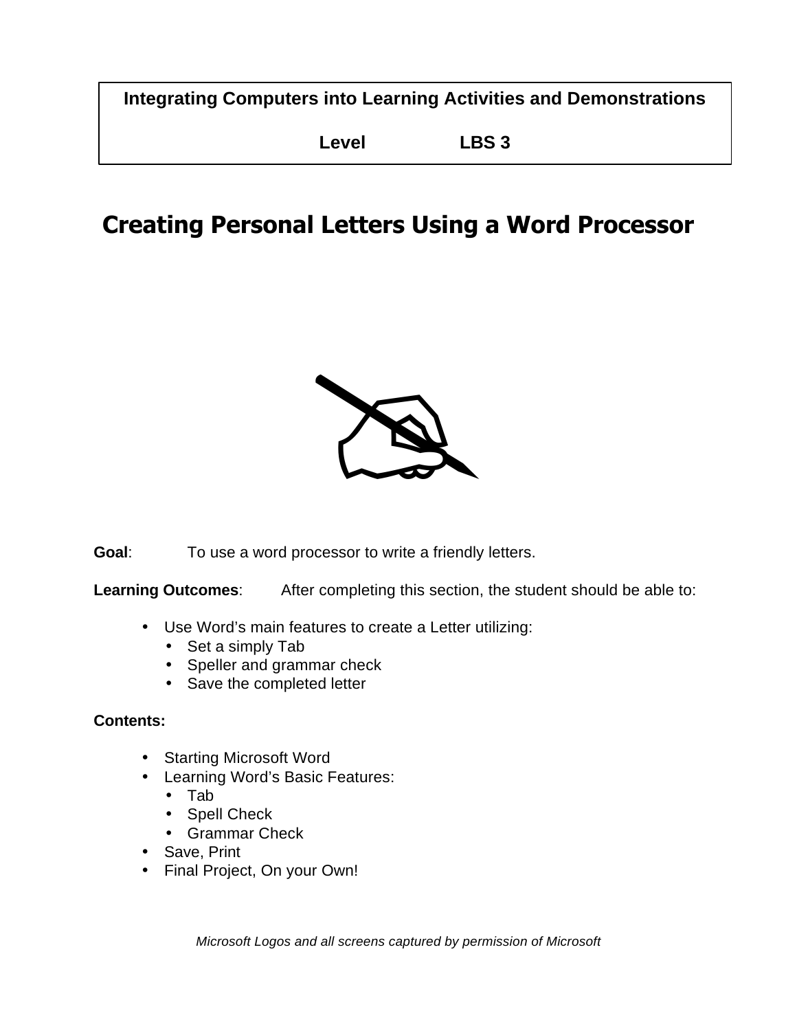**Integrating Computers into Learning Activities and Demonstrations**

**Level LBS 3**

# Creating Personal Letters Using a Word Processor

**Goal**: To use a word processor to write a friendly letters.

**Learning Outcomes**: After completing this section, the student should be able to:

- Use Word's main features to create a Letter utilizing:
  - Set a simply Tab
  - Speller and grammar check
  - Save the completed letter

**Contents:**

- Starting Microsoft Word
- Learning Word's Basic Features:
  - Tab
  - Spell Check
  - Grammar Check
- Save, Print
- Final Project, On your Own!

*Microsoft Logos and all screens captured by permission of Microsoft*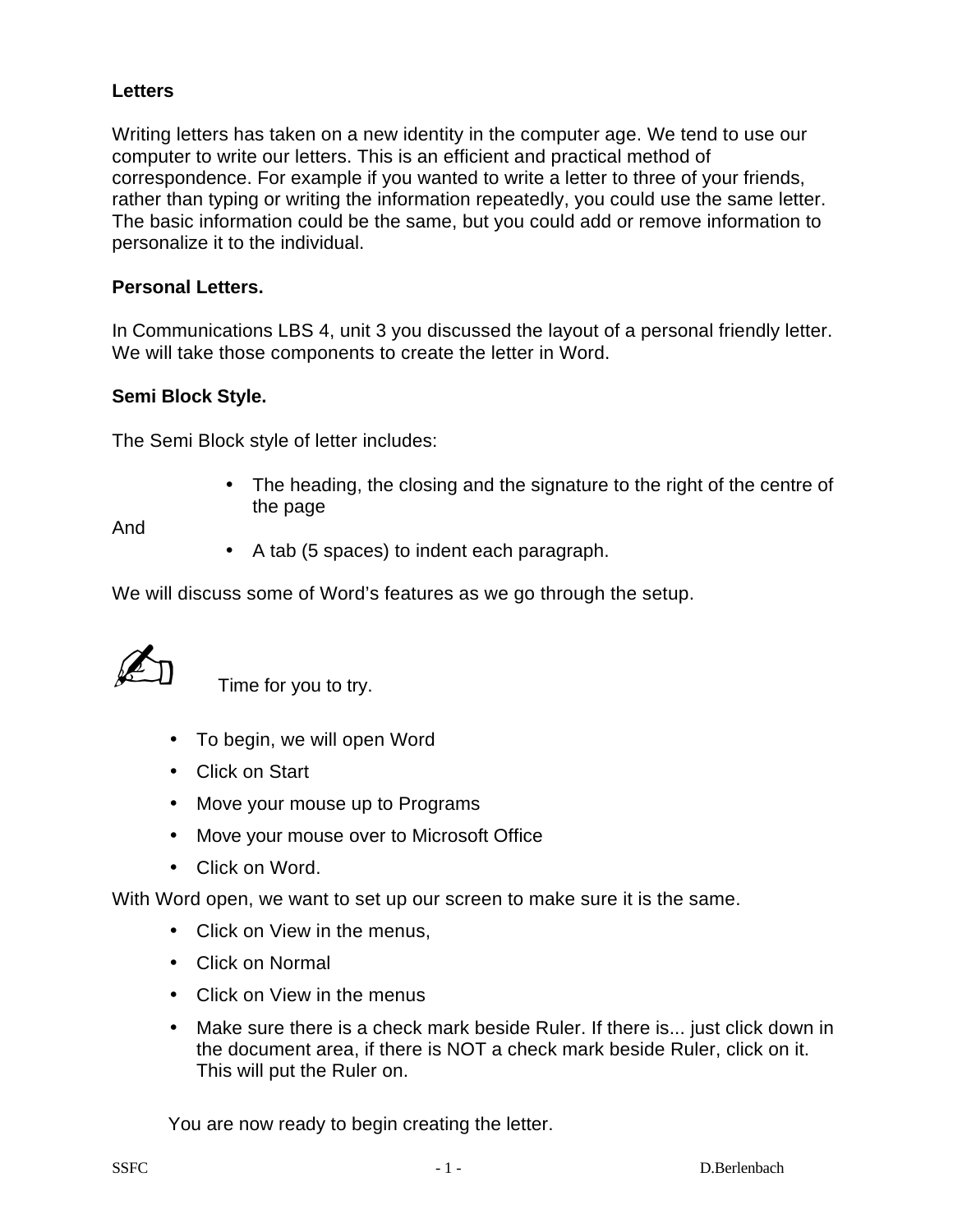**Letters**

Writing letters has taken on a new identity in the computer age. We tend to use our computer to write our letters. This is an efficient and practical method of correspondence. For example if you wanted to write a letter to three of your friends, rather than typing or writing the information repeatedly, you could use the same letter. The basic information could be the same, but you could add or remove information to personalize it to the individual.

**Personal Letters.**

In Communications LBS 4, unit 3 you discussed the layout of a personal friendly letter. We will take those components to create the letter in Word.

**Semi Block Style.**

The Semi Block style of letter includes:

- The heading, the closing and the signature to the right of the centre of the page

And

- A tab (5 spaces) to indent each paragraph.

We will discuss some of Word's features as we go through the setup.

✍ Time for you to try.

- To begin, we will open Word
- Click on Start
- Move your mouse up to Programs
- Move your mouse over to Microsoft Office
- Click on Word.

With Word open, we want to set up our screen to make sure it is the same.

- Click on View in the menus,
- Click on Normal
- Click on View in the menus
- Make sure there is a check mark beside Ruler. If there is... just click down in the document area, if there is NOT a check mark beside Ruler, click on it. This will put the Ruler on.

You are now ready to begin creating the letter.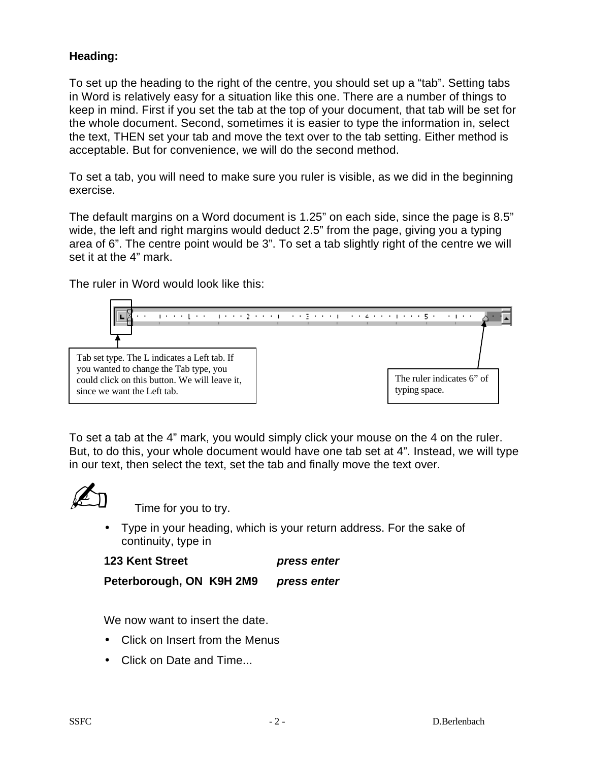**Heading:**

To set up the heading to the right of the centre, you should set up a "tab". Setting tabs in Word is relatively easy for a situation like this one. There are a number of things to keep in mind. First if you set the tab at the top of your document, that tab will be set for the whole document. Second, sometimes it is easier to type the information in, select the text, THEN set your tab and move the text over to the tab setting. Either method is acceptable. But for convenience, we will do the second method.

To set a tab, you will need to make sure you ruler is visible, as we did in the beginning exercise.

The default margins on a Word document is 1.25" on each side, since the page is 8.5" wide, the left and right margins would deduct 2.5" from the page, giving you a typing area of 6". The centre point would be 3". To set a tab slightly right of the centre we will set it at the 4" mark.

The ruler in Word would look like this:

Tab set type. The L indicates a Left tab. If you wanted to change the Tab type, you could click on this button. We will leave it, since we want the Left tab.

The ruler indicates 6" of typing space.

To set a tab at the 4" mark, you would simply click your mouse on the 4 on the ruler. But, to do this, your whole document would have one tab set at 4". Instead, we will type in our text, then select the text, set the tab and finally move the text over.

Time for you to try.

- Type in your heading, which is your return address. For the sake of continuity, type in

**123 Kent Street** ***press enter***

**Peterborough, ON K9H 2M9** ***press enter***

We now want to insert the date.

- Click on Insert from the Menus
- Click on Date and Time...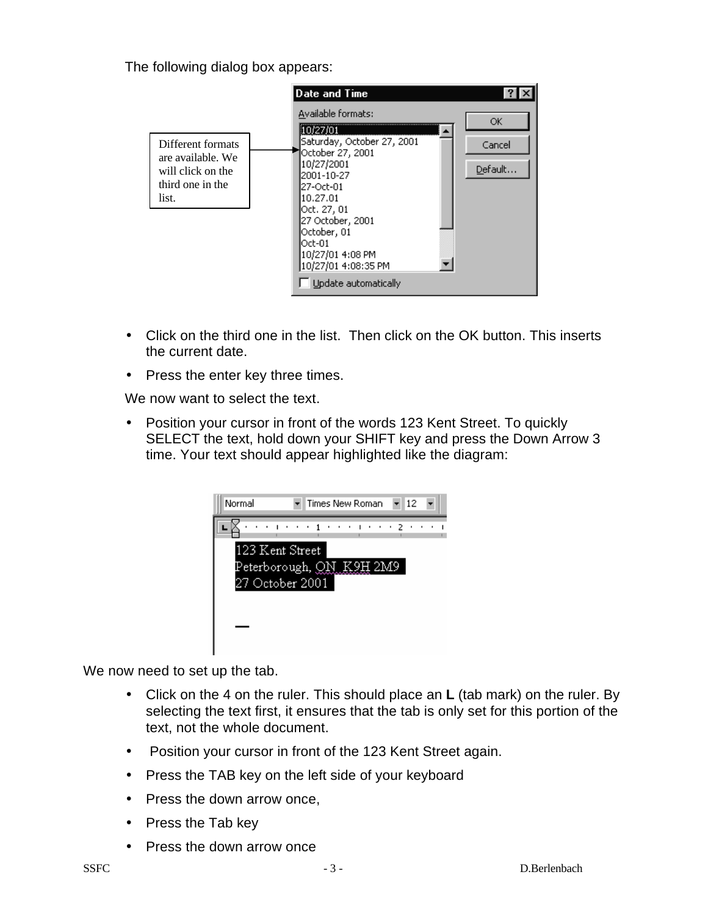The following dialog box appears:

Different formats are available. We will click on the third one in the list.

- Click on the third one in the list.  Then click on the OK button. This inserts the current date.
- Press the enter key three times.

We now want to select the text.

- Position your cursor in front of the words 123 Kent Street. To quickly SELECT the text, hold down your SHIFT key and press the Down Arrow 3 time. Your text should appear highlighted like the diagram:

We now need to set up the tab.

- Click on the 4 on the ruler. This should place an **L** (tab mark) on the ruler. By selecting the text first, it ensures that the tab is only set for this portion of the text, not the whole document.
- Position your cursor in front of the 123 Kent Street again.
- Press the TAB key on the left side of your keyboard
- Press the down arrow once,
- Press the Tab key
- Press the down arrow once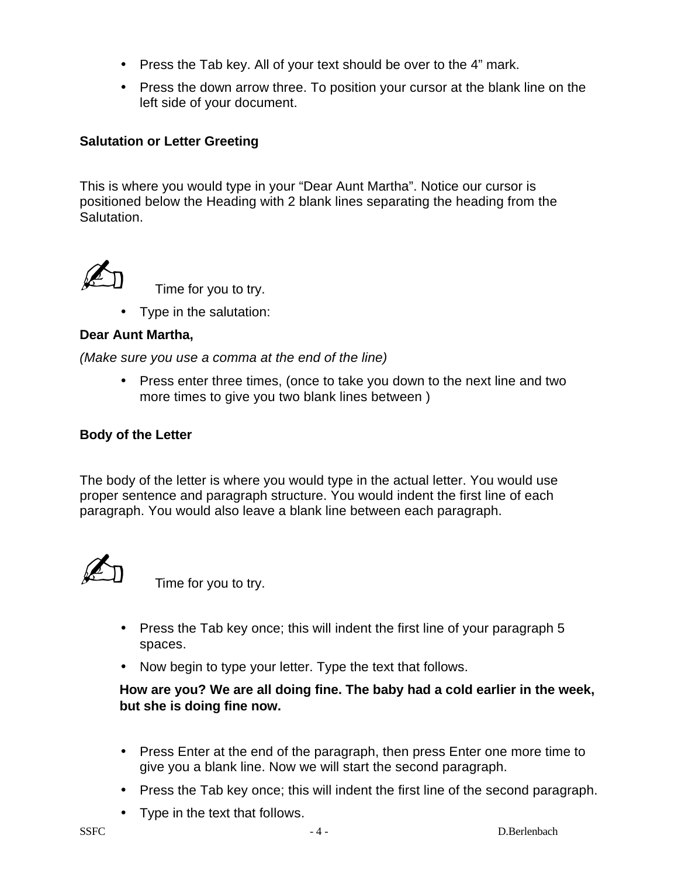- Press the Tab key. All of your text should be over to the 4” mark.
- Press the down arrow three. To position your cursor at the blank line on the left side of your document.

**Salutation or Letter Greeting**

This is where you would type in your “Dear Aunt Martha”. Notice our cursor is positioned below the Heading with 2 blank lines separating the heading from the Salutation.

✍ Time for you to try.

- Type in the salutation:

**Dear Aunt Martha,**

*(Make sure you use a comma at the end of the line)*

- Press enter three times, (once to take you down to the next line and two more times to give you two blank lines between )

**Body of the Letter**

The body of the letter is where you would type in the actual letter. You would use proper sentence and paragraph structure. You would indent the first line of each paragraph. You would also leave a blank line between each paragraph.

✍ Time for you to try.

- Press the Tab key once; this will indent the first line of your paragraph 5 spaces.
- Now begin to type your letter. Type the text that follows.

**How are you? We are all doing fine. The baby had a cold earlier in the week, but she is doing fine now.**

- Press Enter at the end of the paragraph, then press Enter one more time to give you a blank line. Now we will start the second paragraph.
- Press the Tab key once; this will indent the first line of the second paragraph.
- Type in the text that follows.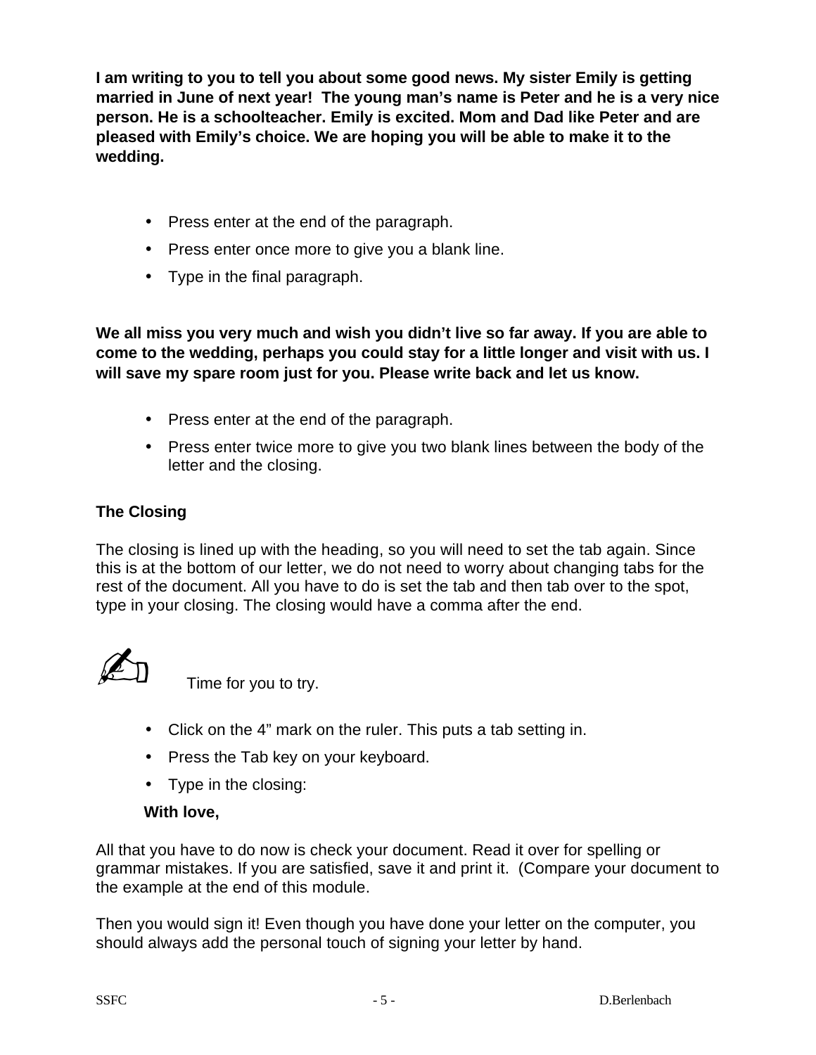**I am writing to you to tell you about some good news. My sister Emily is getting married in June of next year!  The young man's name is Peter and he is a very nice person. He is a schoolteacher. Emily is excited. Mom and Dad like Peter and are pleased with Emily's choice. We are hoping you will be able to make it to the wedding.**

- Press enter at the end of the paragraph.
- Press enter once more to give you a blank line.
- Type in the final paragraph.

**We all miss you very much and wish you didn't live so far away. If you are able to come to the wedding, perhaps you could stay for a little longer and visit with us. I will save my spare room just for you. Please write back and let us know.**

- Press enter at the end of the paragraph.
- Press enter twice more to give you two blank lines between the body of the letter and the closing.

### The Closing

The closing is lined up with the heading, so you will need to set the tab again. Since this is at the bottom of our letter, we do not need to worry about changing tabs for the rest of the document. All you have to do is set the tab and then tab over to the spot, type in your closing. The closing would have a comma after the end.

✍ Time for you to try.

- Click on the 4" mark on the ruler. This puts a tab setting in.
- Press the Tab key on your keyboard.
- Type in the closing:

**With love,**

All that you have to do now is check your document. Read it over for spelling or grammar mistakes. If you are satisfied, save it and print it.  (Compare your document to the example at the end of this module.

Then you would sign it! Even though you have done your letter on the computer, you should always add the personal touch of signing your letter by hand.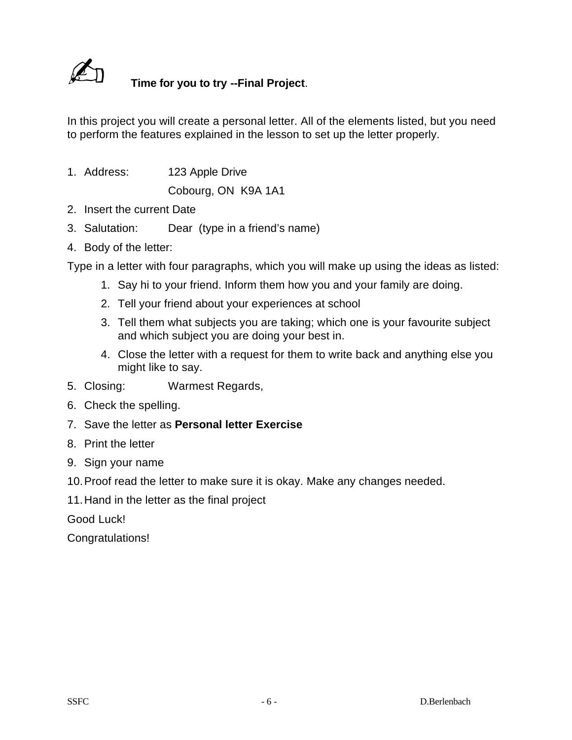✍ **Time for you to try --Final Project**.

In this project you will create a personal letter. All of the elements listed, but you need to perform the features explained in the lesson to set up the letter properly.

1. Address: 123 Apple Drive
   Cobourg, ON  K9A 1A1
2. Insert the current Date
3. Salutation: Dear  (type in a friend's name)
4. Body of the letter:

Type in a letter with four paragraphs, which you will make up using the ideas as listed:

1. Say hi to your friend. Inform them how you and your family are doing.
2. Tell your friend about your experiences at school
3. Tell them what subjects you are taking; which one is your favourite subject and which subject you are doing your best in.
4. Close the letter with a request for them to write back and anything else you might like to say.

5. Closing: Warmest Regards,
6. Check the spelling.
7. Save the letter as **Personal letter Exercise**
8. Print the letter
9. Sign your name
10. Proof read the letter to make sure it is okay. Make any changes needed.
11. Hand in the letter as the final project

Good Luck!

Congratulations!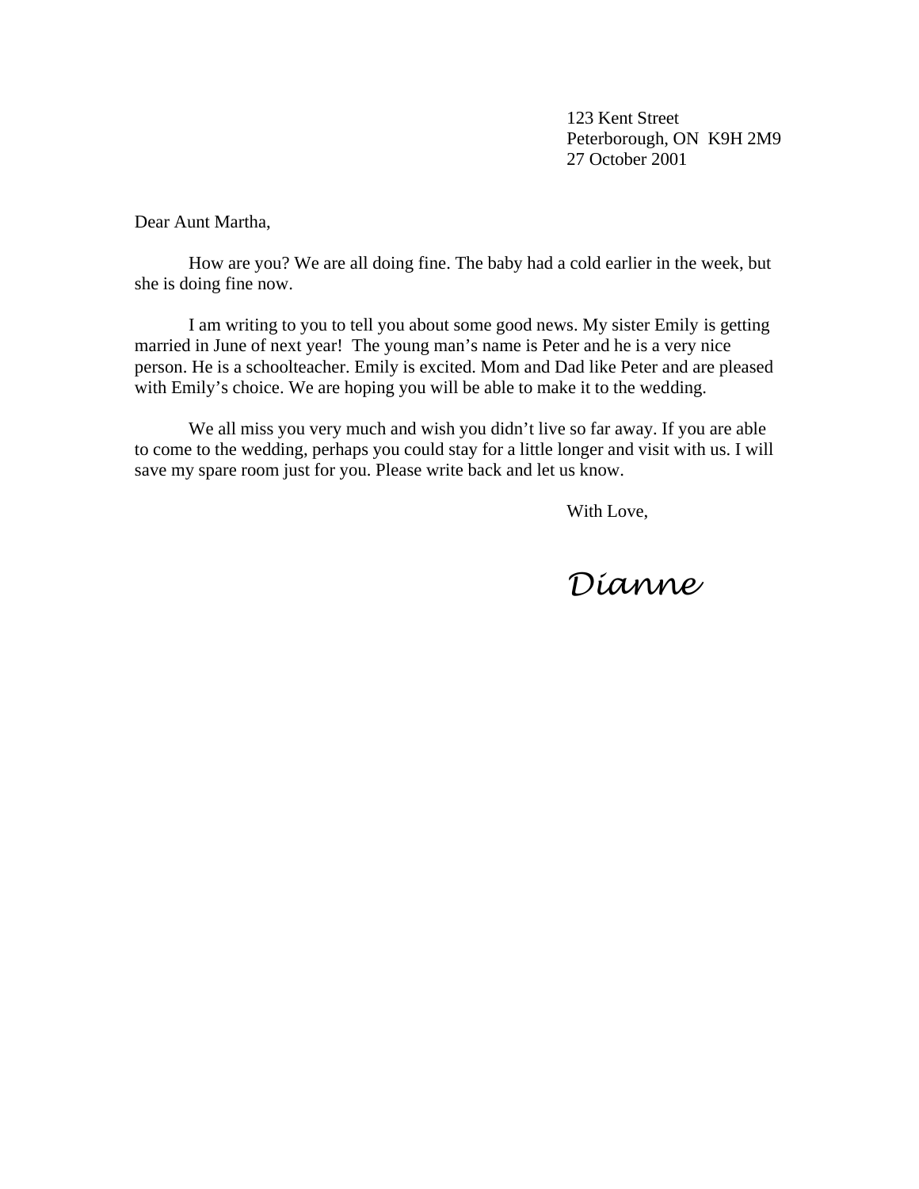123 Kent Street
Peterborough, ON  K9H 2M9
27 October 2001

Dear Aunt Martha,

How are you? We are all doing fine. The baby had a cold earlier in the week, but she is doing fine now.

I am writing to you to tell you about some good news. My sister Emily is getting married in June of next year!  The young man's name is Peter and he is a very nice person. He is a schoolteacher. Emily is excited. Mom and Dad like Peter and are pleased with Emily's choice. We are hoping you will be able to make it to the wedding.

We all miss you very much and wish you didn't live so far away. If you are able to come to the wedding, perhaps you could stay for a little longer and visit with us. I will save my spare room just for you. Please write back and let us know.

With Love,

*Dianne*